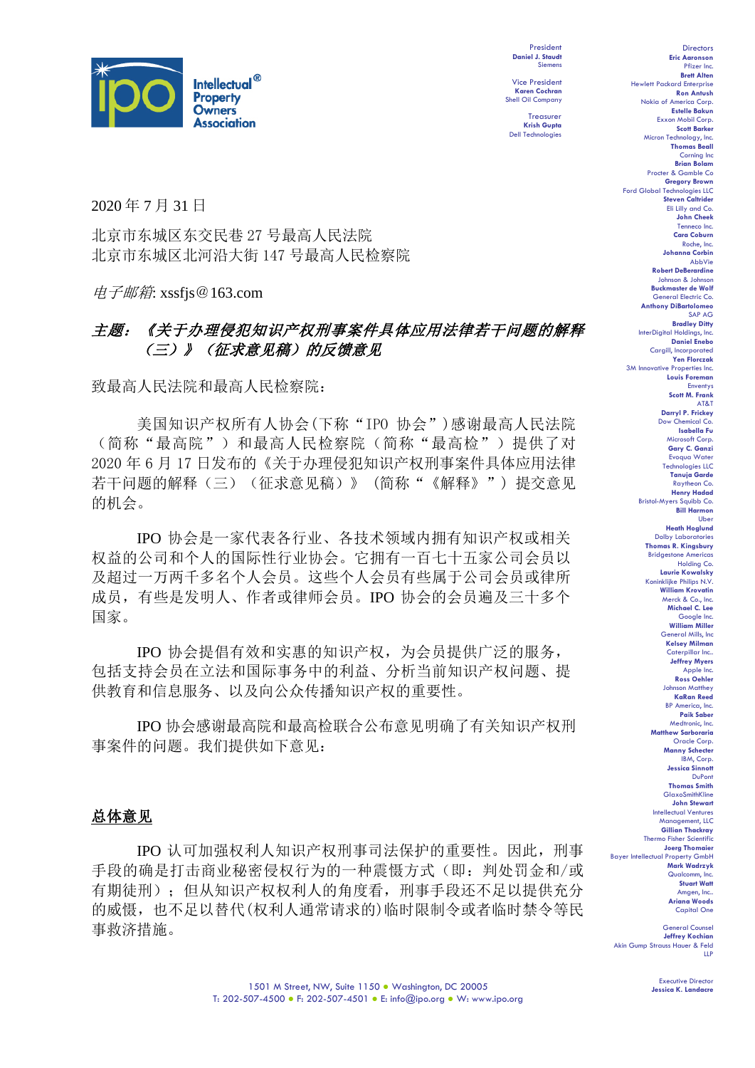**Intellectual Property Owners Association**

President
**Daniel J. Staudt**
Siemens

Vice President
**Karen Cochran**
Shell Oil Company

Treasurer
**Krish Gupta**
Dell Technologies

Directors
**Eric Aaronson** Pfizer Inc.
**Brett Alten** Hewlett Packard Enterprise
**Ron Antush** Nokia of America Corp.
**Estelle Bakun** Exxon Mobil Corp.
**Scott Barker** Micron Technology, Inc.
**Thomas Beall** Corning Inc
**Brian Bolam** Procter & Gamble Co
**Gregory Brown** Ford Global Technologies LLC
**Steven Caltrider** Eli Lilly and Co.
**John Cheek** Tenneco Inc.
**Cara Coburn** Roche, Inc.
**Johanna Corbin** AbbVie
**Robert DeBerardine** Johnson & Johnson
**Buckmaster de Wolf** General Electric Co.
**Anthony DiBartolomeo** SAP AG
**Bradley Ditty** InterDigital Holdings, Inc.
**Daniel Enebo** Cargill, Incorporated
**Yen Florczak** 3M Innovative Properties Inc.
**Louis Foreman** Enventys
**Scott M. Frank** AT&T
**Darryl P. Frickey** Dow Chemical Co.
**Isabella Fu** Microsoft Corp.
**Gary C. Ganzi** Evoqua Water Technologies LLC
**Tanuja Garde** Raytheon Co.
**Henry Hadad** Bristol-Myers Squibb Co.
**Bill Harmon** Uber
**Heath Hoglund** Dolby Laboratories
**Thomas R. Kingsbury** Bridgestone Americas Holding Co.
**Laurie Kowalsky** Koninklijke Philips N.V.
**William Krovatin** Merck & Co., Inc.
**Michael C. Lee** Google Inc.
**William Miller** General Mills, Inc
**Kelsey Milman** Caterpillar Inc..
**Jeffrey Myers** Apple Inc.
**Ross Oehler** Johnson Matthey
**KaRan Reed** BP America, Inc.
**Paik Saber** Medtronic, Inc.
**Matthew Sarboraria** Oracle Corp.
**Manny Schecter** IBM, Corp.
**Jessica Sinnott** DuPont
**Thomas Smith** GlaxoSmithKline
**John Stewart** Intellectual Ventures Management, LLC
**Gillian Thackray** Thermo Fisher Scientific
**Joerg Thomaier** Bayer Intellectual Property GmbH
**Mark Wadrzyk** Qualcomm, Inc.
**Stuart Watt** Amgen, Inc..
**Ariana Woods** Capital One

General Counsel
**Jeffrey Kochian**
Akin Gump Strauss Hauer & Feld LLP

Executive Director
**Jessica K. Landacre**

2020 年 7 月 31 日

北京市东城区东交民巷 27 号最高人民法院
北京市东城区北河沿大街 147 号最高人民检察院

*电子邮箱*: xssfjs@163.com

***主题：《关于办理侵犯知识产权刑事案件具体应用法律若干问题的解释（三）》（征求意见稿）的反馈意见***

致最高人民法院和最高人民检察院：

美国知识产权所有人协会(下称"IPO 协会")感谢最高人民法院（简称"最高院"）和最高人民检察院（简称"最高检"）提供了对 2020 年 6 月 17 日发布的《关于办理侵犯知识产权刑事案件具体应用法律若干问题的解释（三）（征求意见稿）》（简称"《解释》"）提交意见的机会。

IPO 协会是一家代表各行业、各技术领域内拥有知识产权或相关权益的公司和个人的国际性行业协会。它拥有一百七十五家公司会员以及超过一万两千多名个人会员。这些个人会员有些属于公司会员或律所成员，有些是发明人、作者或律师会员。IPO 协会的会员遍及三十多个国家。

IPO 协会提倡有效和实惠的知识产权，为会员提供广泛的服务，包括支持会员在立法和国际事务中的利益、分析当前知识产权问题、提供教育和信息服务、以及向公众传播知识产权的重要性。

IPO 协会感谢最高院和最高检联合公布意见明确了有关知识产权刑事案件的问题。我们提供如下意见：

## 总体意见

IPO 认可加强权利人知识产权刑事司法保护的重要性。因此，刑事手段的确是打击商业秘密侵权行为的一种震慑方式（即：判处罚金和/或有期徒刑）；但从知识产权权利人的角度看，刑事手段还不足以提供充分的威慑，也不足以替代(权利人通常请求的)临时限制令或者临时禁令等民事救济措施。

1501 M Street, NW, Suite 1150 ● Washington, DC 20005
T: 202-507-4500 ● F: 202-507-4501 ● E: info@ipo.org ● W: www.ipo.org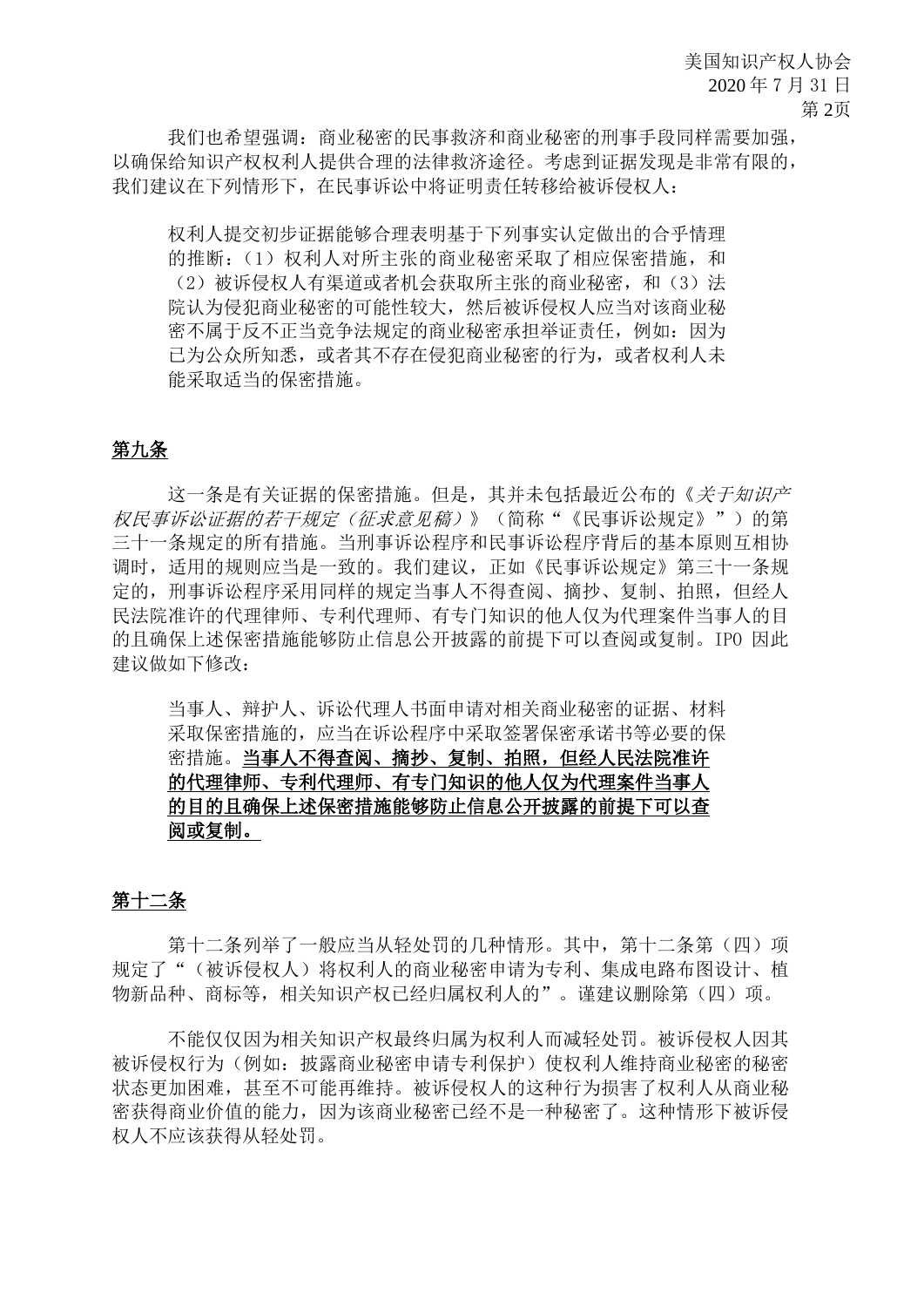我们也希望强调：商业秘密的民事救济和商业秘密的刑事手段同样需要加强，以确保给知识产权权利人提供合理的法律救济途径。考虑到证据发现是非常有限的，我们建议在下列情形下，在民事诉讼中将证明责任转移给被诉侵权人：

> 权利人提交初步证据能够合理表明基于下列事实认定做出的合乎情理的推断：（1）权利人对所主张的商业秘密采取了相应保密措施，和（2）被诉侵权人有渠道或者机会获取所主张的商业秘密，和（3）法院认为侵犯商业秘密的可能性较大，然后被诉侵权人应当对该商业秘密不属于反不正当竞争法规定的商业秘密承担举证责任，例如：因为已为公众所知悉，或者其不存在侵犯商业秘密的行为，或者权利人未能采取适当的保密措施。

<u>**第九条**</u>

这一条是有关证据的保密措施。但是，其并未包括最近公布的《*关于知识产权民事诉讼证据的若干规定（征求意见稿）*》（简称“《民事诉讼规定》”）的第三十一条规定的所有措施。当刑事诉讼程序和民事诉讼程序背后的基本原则互相协调时，适用的规则应当是一致的。我们建议，正如《民事诉讼规定》第三十一条规定的，刑事诉讼程序采用同样的规定当事人不得查阅、摘抄、复制、拍照，但经人民法院准许的代理律师、专利代理师、有专门知识的他人仅为代理案件当事人的目的且确保上述保密措施能够防止信息公开披露的前提下可以查阅或复制。IPO 因此建议做如下修改：

> 当事人、辩护人、诉讼代理人书面申请对相关商业秘密的证据、材料采取保密措施的，应当在诉讼程序中采取签署保密承诺书等必要的保密措施。<u>**当事人不得查阅、摘抄、复制、拍照，但经人民法院准许的代理律师、专利代理师、有专门知识的他人仅为代理案件当事人的目的且确保上述保密措施能够防止信息公开披露的前提下可以查阅或复制。**</u>

<u>**第十二条**</u>

第十二条列举了一般应当从轻处罚的几种情形。其中，第十二条第（四）项规定了“（被诉侵权人）将权利人的商业秘密申请为专利、集成电路布图设计、植物新品种、商标等，相关知识产权已经归属权利人的”。谨建议删除第（四）项。

不能仅仅因为相关知识产权最终归属为权利人而减轻处罚。被诉侵权人因其被诉侵权行为（例如：披露商业秘密申请专利保护）使权利人维持商业秘密的秘密状态更加困难，甚至不可能再维持。被诉侵权人的这种行为损害了权利人从商业秘密获得商业价值的能力，因为该商业秘密已经不是一种秘密了。这种情形下被诉侵权人不应该获得从轻处罚。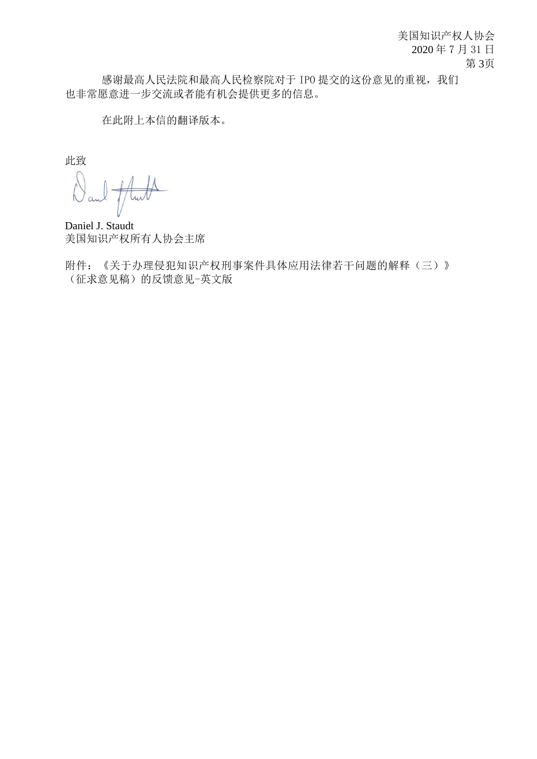感谢最高人民法院和最高人民检察院对于 IPO 提交的这份意见的重视，我们也非常愿意进一步交流或者能有机会提供更多的信息。

在此附上本信的翻译版本。

此致

Daniel J. Staudt
美国知识产权所有人协会主席

附件：《关于办理侵犯知识产权刑事案件具体应用法律若干问题的解释（三）》（征求意见稿）的反馈意见-英文版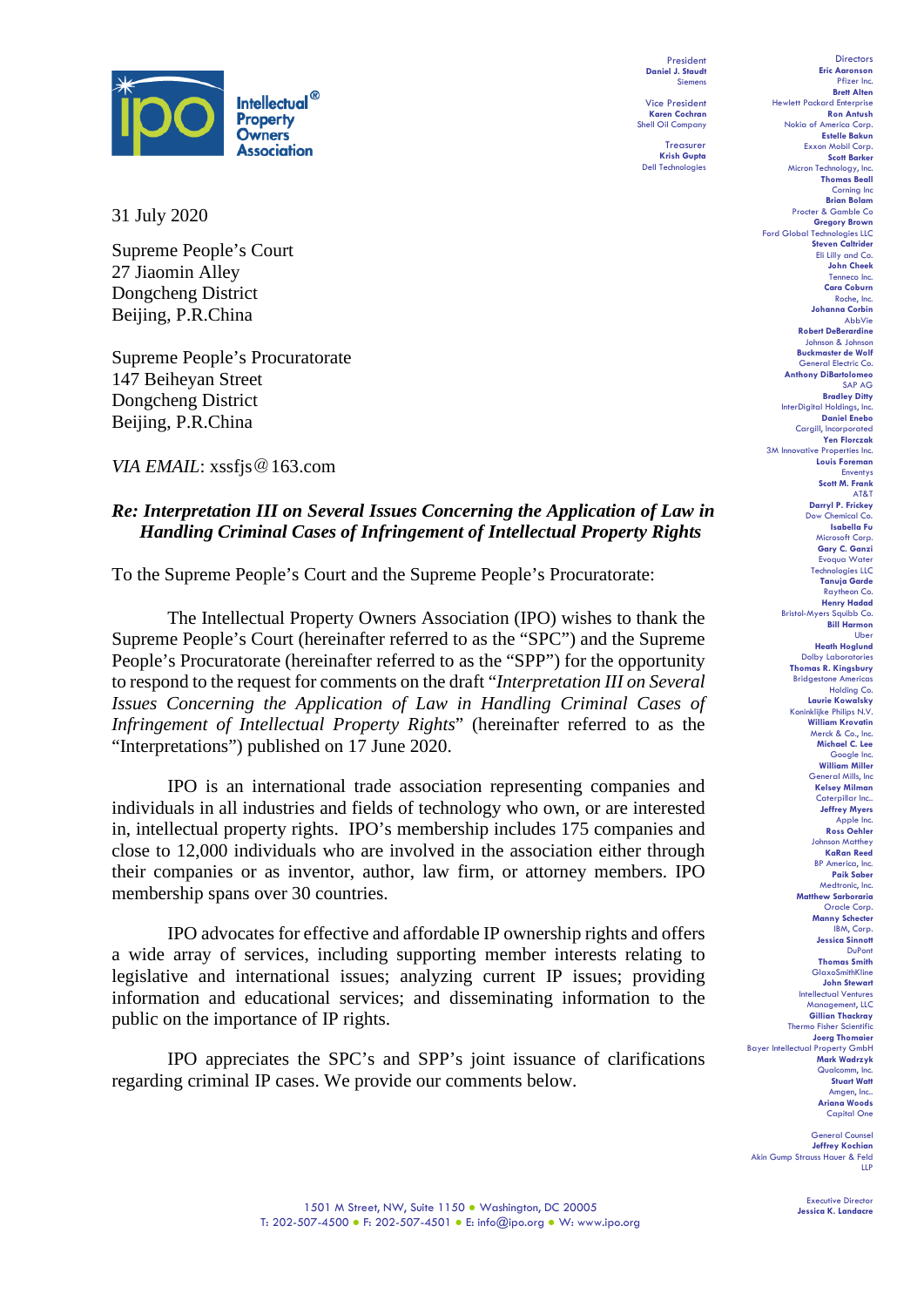Intellectual® Property Owners Association

President
**Daniel J. Staudt**
Siemens

Vice President
**Karen Cochran**
Shell Oil Company

Treasurer
**Krish Gupta**
Dell Technologies

Directors
**Eric Aaronson** Pfizer Inc.
**Brett Alten** Hewlett Packard Enterprise
**Ron Antush** Nokia of America Corp.
**Estelle Bakun** Exxon Mobil Corp.
**Scott Barker** Micron Technology, Inc.
**Thomas Beall** Corning Inc
**Brian Bolam** Procter & Gamble Co
**Gregory Brown** Ford Global Technologies LLC
**Steven Caltrider** Eli Lilly and Co.
**John Cheek** Tenneco Inc.
**Cara Coburn** Roche, Inc.
**Johanna Corbin** AbbVie
**Robert DeBerardine** Johnson & Johnson
**Buckmaster de Wolf** General Electric Co.
**Anthony DiBartolomeo** SAP AG
**Bradley Ditty** InterDigital Holdings, Inc.
**Daniel Enebo** Cargill, Incorporated
**Yen Florczak** 3M Innovative Properties Inc.
**Louis Foreman** Enventys
**Scott M. Frank** AT&T
**Darryl P. Frickey** Dow Chemical Co.
**Isabella Fu** Microsoft Corp.
**Gary C. Ganzi** Evoqua Water Technologies LLC
**Tanuja Garde** Raytheon Co.
**Henry Hadad** Bristol-Myers Squibb Co.
**Bill Harmon** Uber
**Heath Hoglund** Dolby Laboratories
**Thomas R. Kingsbury** Bridgestone Americas Holding Co.
**Laurie Kowalsky** Koninklijke Philips N.V.
**William Krovatin** Merck & Co., Inc.
**Michael C. Lee** Google Inc.
**William Miller** General Mills, Inc
**Kelsey Milman** Caterpillar Inc..
**Jeffrey Myers** Apple Inc.
**Ross Oehler** Johnson Matthey
**KaRan Reed** BP America, Inc.
**Paik Saber** Medtronic, Inc.
**Matthew Sarboraria** Oracle Corp.
**Manny Schecter** IBM, Corp.
**Jessica Sinnott** DuPont
**Thomas Smith** GlaxoSmithKline
**John Stewart** Intellectual Ventures Management, LLC
**Gillian Thackray** Thermo Fisher Scientific
**Joerg Thomaier** Bayer Intellectual Property GmbH
**Mark Wadrzyk** Qualcomm, Inc.
**Stuart Watt** Amgen, Inc..
**Ariana Woods** Capital One

General Counsel
**Jeffrey Kochian**
Akin Gump Strauss Hauer & Feld LLP

Executive Director
**Jessica K. Landacre**

31 July 2020

Supreme People's Court
27 Jiaomin Alley
Dongcheng District
Beijing, P.R.China

Supreme People's Procuratorate
147 Beiheyan Street
Dongcheng District
Beijing, P.R.China

*VIA EMAIL*: xssfjs@163.com

***Re: Interpretation III on Several Issues Concerning the Application of Law in Handling Criminal Cases of Infringement of Intellectual Property Rights***

To the Supreme People's Court and the Supreme People's Procuratorate:

The Intellectual Property Owners Association (IPO) wishes to thank the Supreme People's Court (hereinafter referred to as the "SPC") and the Supreme People's Procuratorate (hereinafter referred to as the "SPP") for the opportunity to respond to the request for comments on the draft "*Interpretation III on Several Issues Concerning the Application of Law in Handling Criminal Cases of Infringement of Intellectual Property Rights*" (hereinafter referred to as the "Interpretations") published on 17 June 2020.

IPO is an international trade association representing companies and individuals in all industries and fields of technology who own, or are interested in, intellectual property rights. IPO's membership includes 175 companies and close to 12,000 individuals who are involved in the association either through their companies or as inventor, author, law firm, or attorney members. IPO membership spans over 30 countries.

IPO advocates for effective and affordable IP ownership rights and offers a wide array of services, including supporting member interests relating to legislative and international issues; analyzing current IP issues; providing information and educational services; and disseminating information to the public on the importance of IP rights.

IPO appreciates the SPC's and SPP's joint issuance of clarifications regarding criminal IP cases. We provide our comments below.

1501 M Street, NW, Suite 1150 ● Washington, DC 20005
T: 202-507-4500 ● F: 202-507-4501 ● E: info@ipo.org ● W: www.ipo.org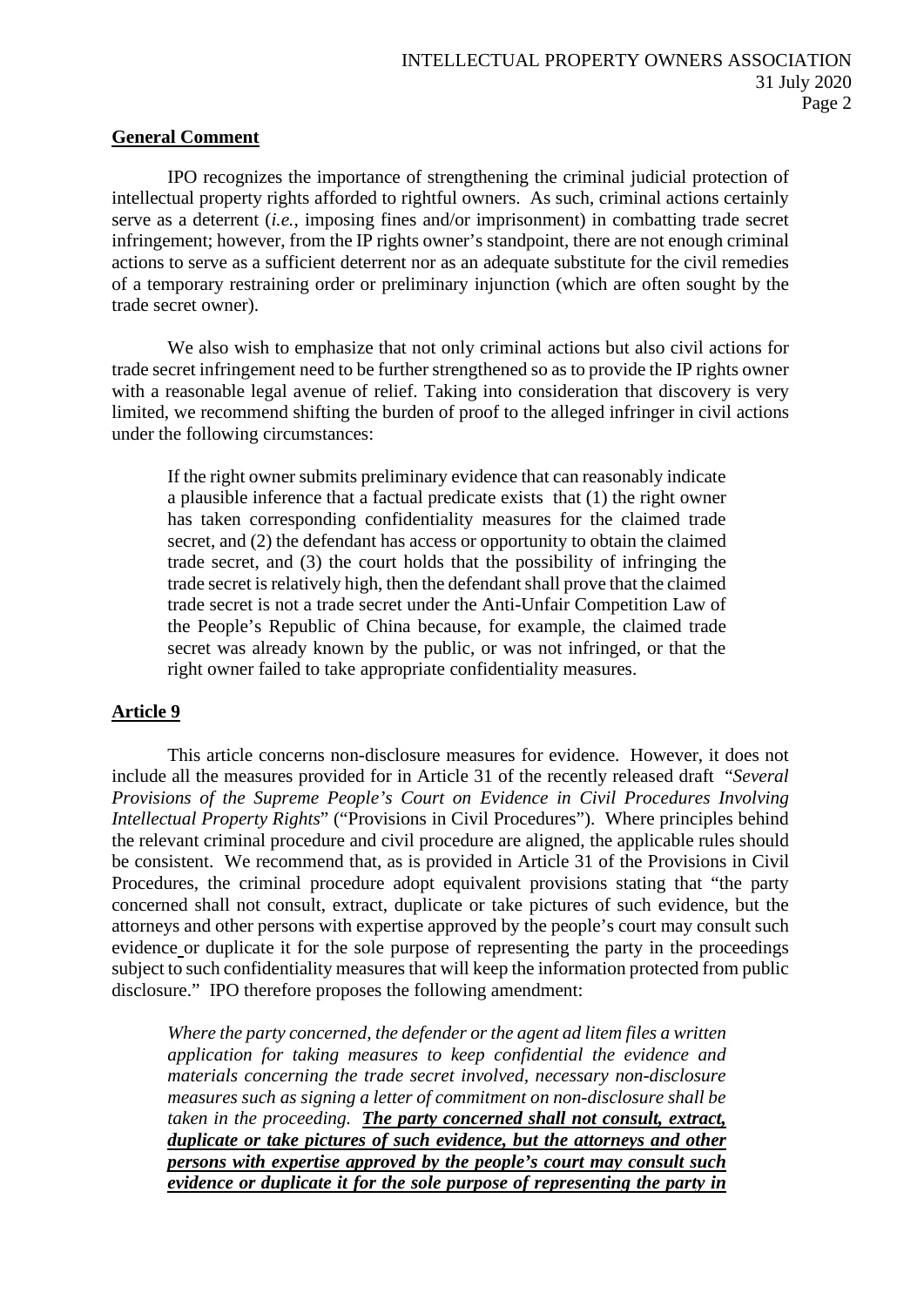**General Comment**

IPO recognizes the importance of strengthening the criminal judicial protection of intellectual property rights afforded to rightful owners. As such, criminal actions certainly serve as a deterrent (*i.e.*, imposing fines and/or imprisonment) in combatting trade secret infringement; however, from the IP rights owner's standpoint, there are not enough criminal actions to serve as a sufficient deterrent nor as an adequate substitute for the civil remedies of a temporary restraining order or preliminary injunction (which are often sought by the trade secret owner).

We also wish to emphasize that not only criminal actions but also civil actions for trade secret infringement need to be further strengthened so as to provide the IP rights owner with a reasonable legal avenue of relief. Taking into consideration that discovery is very limited, we recommend shifting the burden of proof to the alleged infringer in civil actions under the following circumstances:

> If the right owner submits preliminary evidence that can reasonably indicate a plausible inference that a factual predicate exists that (1) the right owner has taken corresponding confidentiality measures for the claimed trade secret, and (2) the defendant has access or opportunity to obtain the claimed trade secret, and (3) the court holds that the possibility of infringing the trade secret is relatively high, then the defendant shall prove that the claimed trade secret is not a trade secret under the Anti-Unfair Competition Law of the People's Republic of China because, for example, the claimed trade secret was already known by the public, or was not infringed, or that the right owner failed to take appropriate confidentiality measures.

**Article 9**

This article concerns non-disclosure measures for evidence. However, it does not include all the measures provided for in Article 31 of the recently released draft "*Several Provisions of the Supreme People's Court on Evidence in Civil Procedures Involving Intellectual Property Rights*" ("Provisions in Civil Procedures"). Where principles behind the relevant criminal procedure and civil procedure are aligned, the applicable rules should be consistent. We recommend that, as is provided in Article 31 of the Provisions in Civil Procedures, the criminal procedure adopt equivalent provisions stating that "the party concerned shall not consult, extract, duplicate or take pictures of such evidence, but the attorneys and other persons with expertise approved by the people's court may consult such evidence or duplicate it for the sole purpose of representing the party in the proceedings subject to such confidentiality measures that will keep the information protected from public disclosure." IPO therefore proposes the following amendment:

> *Where the party concerned, the defender or the agent ad litem files a written application for taking measures to keep confidential the evidence and materials concerning the trade secret involved, necessary non-disclosure measures such as signing a letter of commitment on non-disclosure shall be taken in the proceeding.* ***<u>The party concerned shall not consult, extract, duplicate or take pictures of such evidence, but the attorneys and other persons with expertise approved by the people's court may consult such evidence or duplicate it for the sole purpose of representing the party in</u>***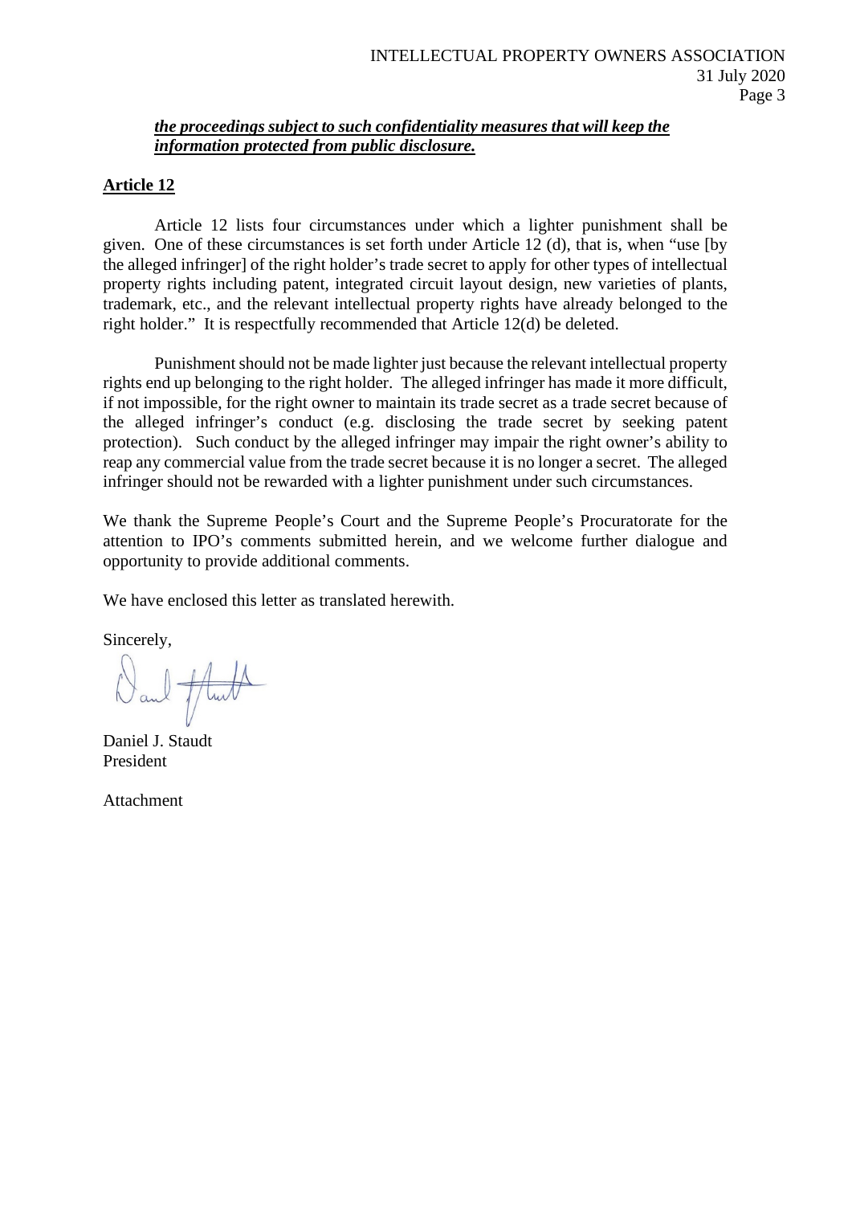***the proceedings subject to such confidentiality measures that will keep the information protected from public disclosure.***

**Article 12**

Article 12 lists four circumstances under which a lighter punishment shall be given. One of these circumstances is set forth under Article 12 (d), that is, when "use [by the alleged infringer] of the right holder's trade secret to apply for other types of intellectual property rights including patent, integrated circuit layout design, new varieties of plants, trademark, etc., and the relevant intellectual property rights have already belonged to the right holder." It is respectfully recommended that Article 12(d) be deleted.

Punishment should not be made lighter just because the relevant intellectual property rights end up belonging to the right holder. The alleged infringer has made it more difficult, if not impossible, for the right owner to maintain its trade secret as a trade secret because of the alleged infringer's conduct (e.g. disclosing the trade secret by seeking patent protection). Such conduct by the alleged infringer may impair the right owner's ability to reap any commercial value from the trade secret because it is no longer a secret. The alleged infringer should not be rewarded with a lighter punishment under such circumstances.

We thank the Supreme People's Court and the Supreme People's Procuratorate for the attention to IPO's comments submitted herein, and we welcome further dialogue and opportunity to provide additional comments.

We have enclosed this letter as translated herewith.

Sincerely,

Daniel J. Staudt
President

Attachment